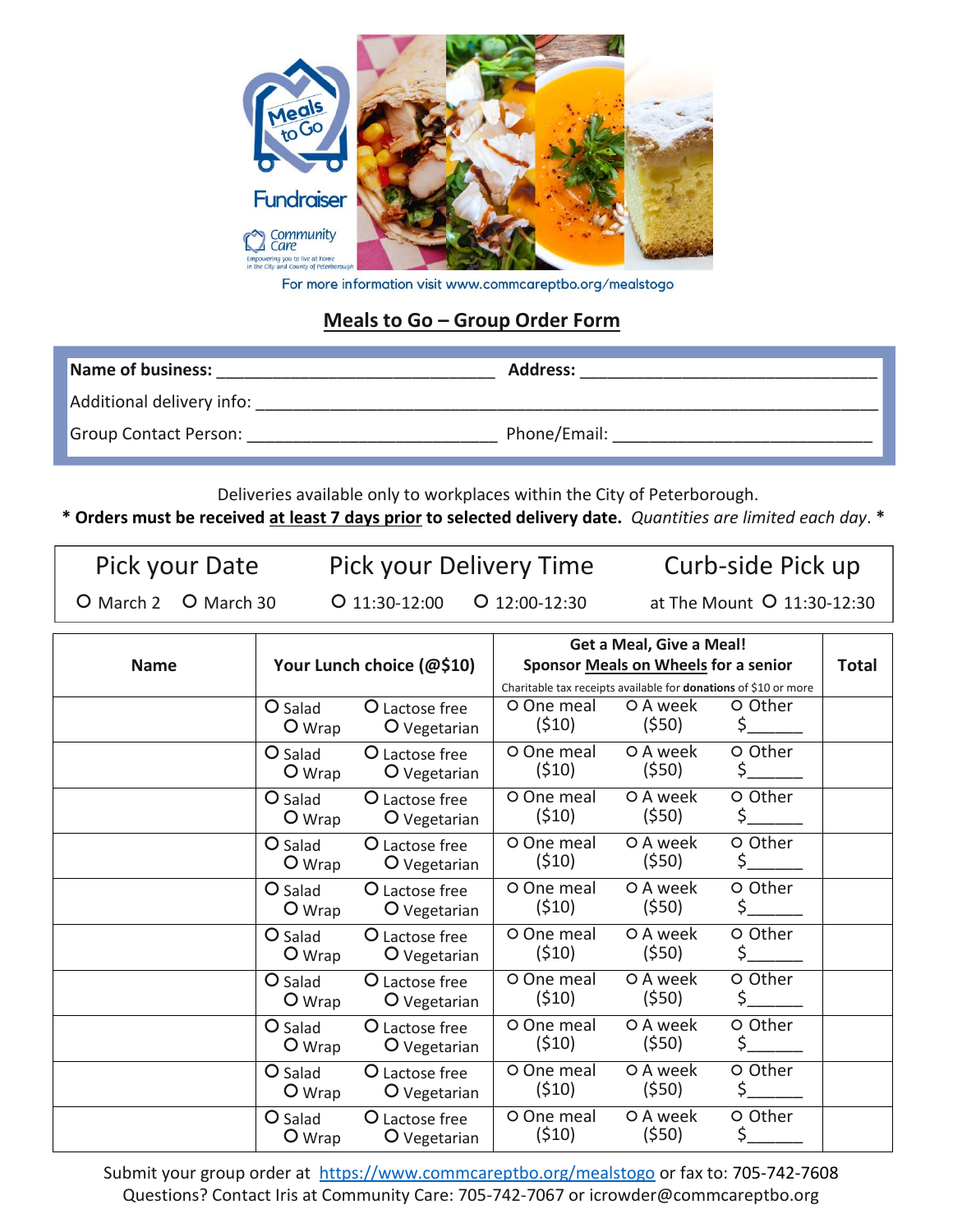Meals to Go

Fundraiser

Community Care

Empowering you to live at home in the City and County of Peterborough

For more information visit www.commcareptbo.org/mealstogo

## Meals to Go – Group Order Form

**Name of business:** ______________________________ **Address:** ________________________________

Additional delivery info: ______________________________________________________________________

Group Contact Person: ___________________________ Phone/Email: ____________________________

Deliveries available only to workplaces within the City of Peterborough.

\* **Orders must be received at least 7 days prior to selected delivery date.** *Quantities are limited each day*. \*

| Pick your Date | Pick your Delivery Time | Curb-side Pick up |
|---|---|---|
| O March 2 O March 30 | O 11:30-12:00 O 12:00-12:30 | at The Mount O 11:30-12:30 |

| Name | Your Lunch choice (@$10) | Get a Meal, Give a Meal! Sponsor Meals on Wheels for a senior (Charitable tax receipts available for **donations** of $10 or more) | Total |
|---|---|---|---|
| | O Salad O Wrap O Lactose free O Vegetarian | O One meal ($10) O A week ($50) O Other $______ | |
| | O Salad O Wrap O Lactose free O Vegetarian | O One meal ($10) O A week ($50) O Other $______ | |
| | O Salad O Wrap O Lactose free O Vegetarian | O One meal ($10) O A week ($50) O Other $______ | |
| | O Salad O Wrap O Lactose free O Vegetarian | O One meal ($10) O A week ($50) O Other $______ | |
| | O Salad O Wrap O Lactose free O Vegetarian | O One meal ($10) O A week ($50) O Other $______ | |
| | O Salad O Wrap O Lactose free O Vegetarian | O One meal ($10) O A week ($50) O Other $______ | |
| | O Salad O Wrap O Lactose free O Vegetarian | O One meal ($10) O A week ($50) O Other $______ | |
| | O Salad O Wrap O Lactose free O Vegetarian | O One meal ($10) O A week ($50) O Other $______ | |
| | O Salad O Wrap O Lactose free O Vegetarian | O One meal ($10) O A week ($50) O Other $______ | |
| | O Salad O Wrap O Lactose free O Vegetarian | O One meal ($10) O A week ($50) O Other $______ | |

Submit your group order at https://www.commcareptbo.org/mealstogo or fax to: 705-742-7608

Questions? Contact Iris at Community Care: 705-742-7067 or icrowder@commcareptbo.org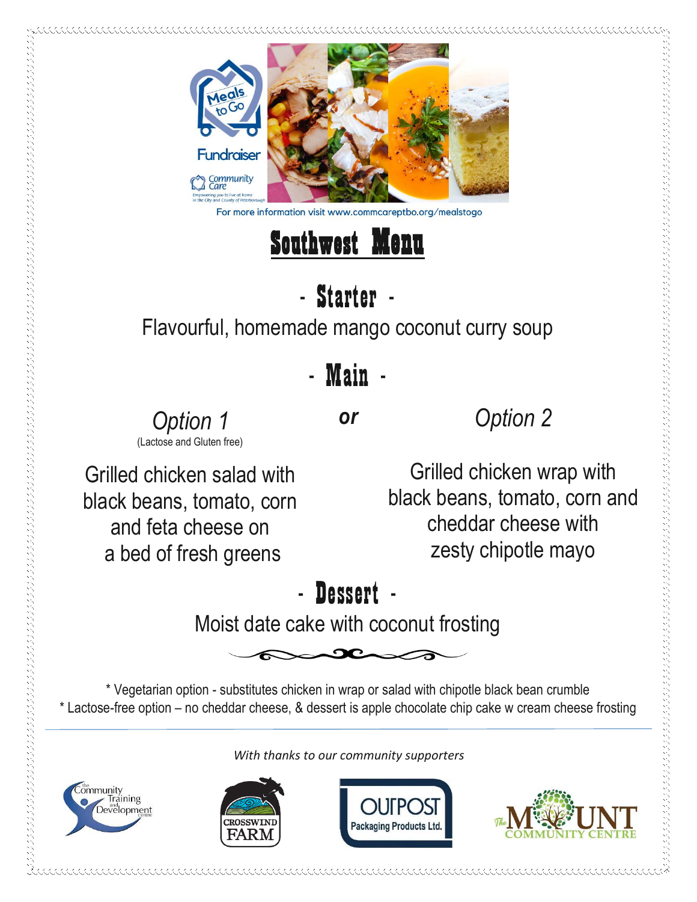Meals to Go

Fundraiser

Community Care

Empowering you to live at home in the City and County of Peterborough

For more information visit www.commcareptbo.org/mealstogo

# Southwest Menu

## - Starter -

Flavourful, homemade mango coconut curry soup

## - Main -

*Option 1*

(Lactose and Gluten free)

Grilled chicken salad with black beans, tomato, corn and feta cheese on a bed of fresh greens

***or***

*Option 2*

Grilled chicken wrap with black beans, tomato, corn and cheddar cheese with zesty chipotle mayo

## - Dessert -

Moist date cake with coconut frosting

\* Vegetarian option - substitutes chicken in wrap or salad with chipotle black bean crumble

\* Lactose-free option – no cheddar cheese, & dessert is apple chocolate chip cake w cream cheese frosting

---

*With thanks to our community supporters*

The Community Training and Development Centre

Crosswind Farm

Outpost Packaging Products Ltd.

The Mount Community Centre